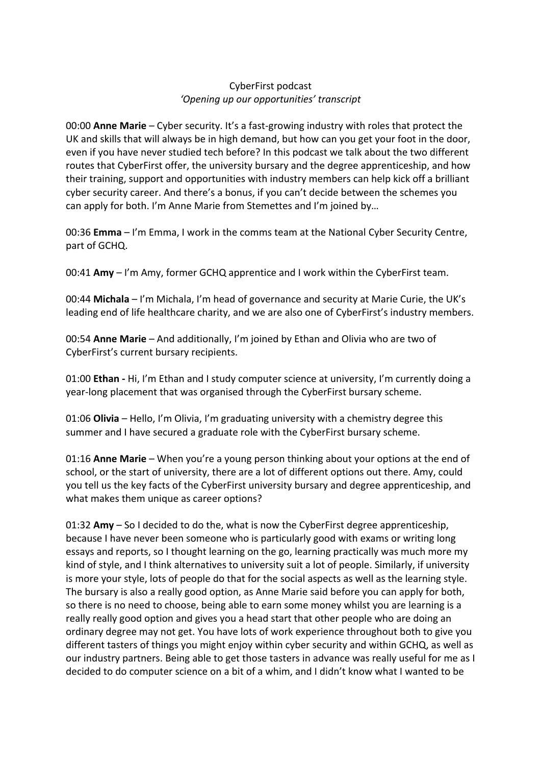CyberFirst podcast

*'Opening up our opportunities' transcript*

00:00 **Anne Marie** – Cyber security. It's a fast-growing industry with roles that protect the UK and skills that will always be in high demand, but how can you get your foot in the door, even if you have never studied tech before? In this podcast we talk about the two different routes that CyberFirst offer, the university bursary and the degree apprenticeship, and how their training, support and opportunities with industry members can help kick off a brilliant cyber security career. And there's a bonus, if you can't decide between the schemes you can apply for both. I'm Anne Marie from Stemettes and I'm joined by…

00:36 **Emma** – I'm Emma, I work in the comms team at the National Cyber Security Centre, part of GCHQ.

00:41 **Amy** – I'm Amy, former GCHQ apprentice and I work within the CyberFirst team.

00:44 **Michala** – I'm Michala, I'm head of governance and security at Marie Curie, the UK's leading end of life healthcare charity, and we are also one of CyberFirst's industry members.

00:54 **Anne Marie** – And additionally, I'm joined by Ethan and Olivia who are two of CyberFirst's current bursary recipients.

01:00 **Ethan -** Hi, I'm Ethan and I study computer science at university, I'm currently doing a year-long placement that was organised through the CyberFirst bursary scheme.

01:06 **Olivia** – Hello, I'm Olivia, I'm graduating university with a chemistry degree this summer and I have secured a graduate role with the CyberFirst bursary scheme.

01:16 **Anne Marie** – When you're a young person thinking about your options at the end of school, or the start of university, there are a lot of different options out there. Amy, could you tell us the key facts of the CyberFirst university bursary and degree apprenticeship, and what makes them unique as career options?

01:32 **Amy** – So I decided to do the, what is now the CyberFirst degree apprenticeship, because I have never been someone who is particularly good with exams or writing long essays and reports, so I thought learning on the go, learning practically was much more my kind of style, and I think alternatives to university suit a lot of people. Similarly, if university is more your style, lots of people do that for the social aspects as well as the learning style. The bursary is also a really good option, as Anne Marie said before you can apply for both, so there is no need to choose, being able to earn some money whilst you are learning is a really really good option and gives you a head start that other people who are doing an ordinary degree may not get. You have lots of work experience throughout both to give you different tasters of things you might enjoy within cyber security and within GCHQ, as well as our industry partners. Being able to get those tasters in advance was really useful for me as I decided to do computer science on a bit of a whim, and I didn't know what I wanted to be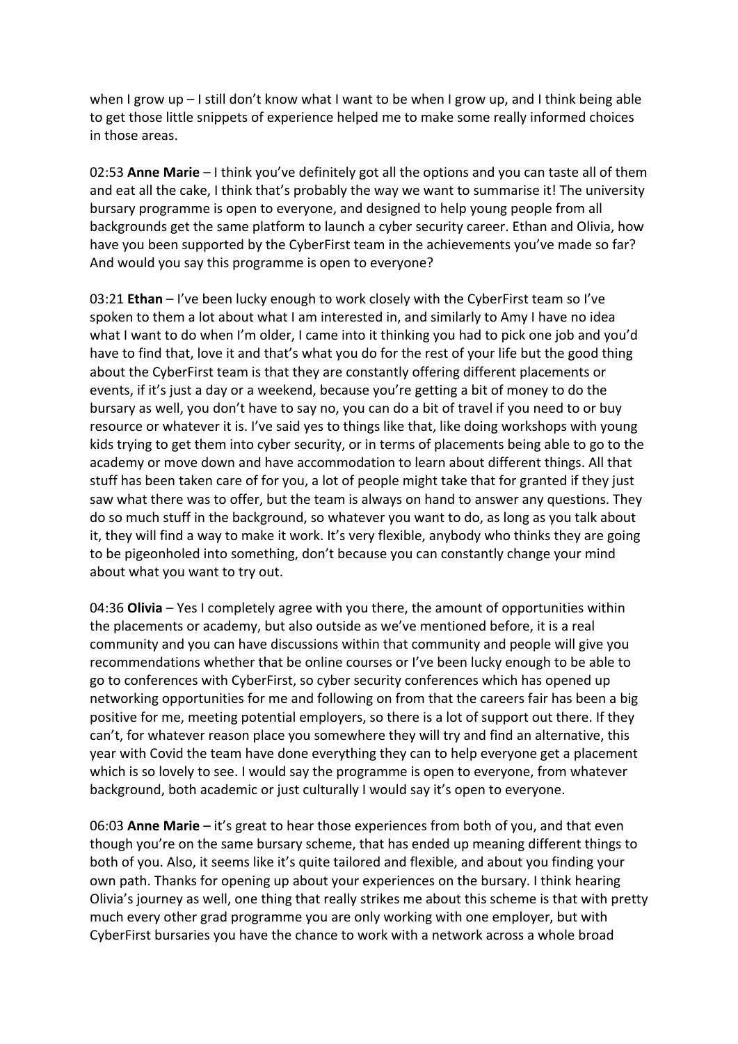when I grow up – I still don't know what I want to be when I grow up, and I think being able to get those little snippets of experience helped me to make some really informed choices in those areas.

02:53 **Anne Marie** – I think you've definitely got all the options and you can taste all of them and eat all the cake, I think that's probably the way we want to summarise it! The university bursary programme is open to everyone, and designed to help young people from all backgrounds get the same platform to launch a cyber security career. Ethan and Olivia, how have you been supported by the CyberFirst team in the achievements you've made so far? And would you say this programme is open to everyone?

03:21 **Ethan** – I've been lucky enough to work closely with the CyberFirst team so I've spoken to them a lot about what I am interested in, and similarly to Amy I have no idea what I want to do when I'm older, I came into it thinking you had to pick one job and you'd have to find that, love it and that's what you do for the rest of your life but the good thing about the CyberFirst team is that they are constantly offering different placements or events, if it's just a day or a weekend, because you're getting a bit of money to do the bursary as well, you don't have to say no, you can do a bit of travel if you need to or buy resource or whatever it is. I've said yes to things like that, like doing workshops with young kids trying to get them into cyber security, or in terms of placements being able to go to the academy or move down and have accommodation to learn about different things. All that stuff has been taken care of for you, a lot of people might take that for granted if they just saw what there was to offer, but the team is always on hand to answer any questions. They do so much stuff in the background, so whatever you want to do, as long as you talk about it, they will find a way to make it work. It's very flexible, anybody who thinks they are going to be pigeonholed into something, don't because you can constantly change your mind about what you want to try out.

04:36 **Olivia** – Yes I completely agree with you there, the amount of opportunities within the placements or academy, but also outside as we've mentioned before, it is a real community and you can have discussions within that community and people will give you recommendations whether that be online courses or I've been lucky enough to be able to go to conferences with CyberFirst, so cyber security conferences which has opened up networking opportunities for me and following on from that the careers fair has been a big positive for me, meeting potential employers, so there is a lot of support out there. If they can't, for whatever reason place you somewhere they will try and find an alternative, this year with Covid the team have done everything they can to help everyone get a placement which is so lovely to see. I would say the programme is open to everyone, from whatever background, both academic or just culturally I would say it's open to everyone.

06:03 **Anne Marie** – it's great to hear those experiences from both of you, and that even though you're on the same bursary scheme, that has ended up meaning different things to both of you. Also, it seems like it's quite tailored and flexible, and about you finding your own path. Thanks for opening up about your experiences on the bursary. I think hearing Olivia's journey as well, one thing that really strikes me about this scheme is that with pretty much every other grad programme you are only working with one employer, but with CyberFirst bursaries you have the chance to work with a network across a whole broad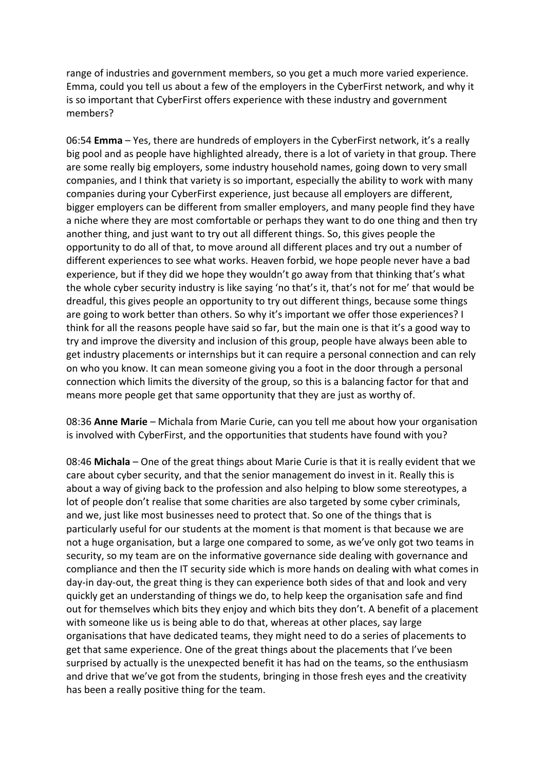range of industries and government members, so you get a much more varied experience. Emma, could you tell us about a few of the employers in the CyberFirst network, and why it is so important that CyberFirst offers experience with these industry and government members?

06:54 **Emma** – Yes, there are hundreds of employers in the CyberFirst network, it's a really big pool and as people have highlighted already, there is a lot of variety in that group. There are some really big employers, some industry household names, going down to very small companies, and I think that variety is so important, especially the ability to work with many companies during your CyberFirst experience, just because all employers are different, bigger employers can be different from smaller employers, and many people find they have a niche where they are most comfortable or perhaps they want to do one thing and then try another thing, and just want to try out all different things. So, this gives people the opportunity to do all of that, to move around all different places and try out a number of different experiences to see what works. Heaven forbid, we hope people never have a bad experience, but if they did we hope they wouldn't go away from that thinking that's what the whole cyber security industry is like saying 'no that's it, that's not for me' that would be dreadful, this gives people an opportunity to try out different things, because some things are going to work better than others. So why it's important we offer those experiences? I think for all the reasons people have said so far, but the main one is that it's a good way to try and improve the diversity and inclusion of this group, people have always been able to get industry placements or internships but it can require a personal connection and can rely on who you know. It can mean someone giving you a foot in the door through a personal connection which limits the diversity of the group, so this is a balancing factor for that and means more people get that same opportunity that they are just as worthy of.

08:36 **Anne Marie** – Michala from Marie Curie, can you tell me about how your organisation is involved with CyberFirst, and the opportunities that students have found with you?

08:46 **Michala** – One of the great things about Marie Curie is that it is really evident that we care about cyber security, and that the senior management do invest in it. Really this is about a way of giving back to the profession and also helping to blow some stereotypes, a lot of people don't realise that some charities are also targeted by some cyber criminals, and we, just like most businesses need to protect that. So one of the things that is particularly useful for our students at the moment is that moment is that because we are not a huge organisation, but a large one compared to some, as we've only got two teams in security, so my team are on the informative governance side dealing with governance and compliance and then the IT security side which is more hands on dealing with what comes in day-in day-out, the great thing is they can experience both sides of that and look and very quickly get an understanding of things we do, to help keep the organisation safe and find out for themselves which bits they enjoy and which bits they don't. A benefit of a placement with someone like us is being able to do that, whereas at other places, say large organisations that have dedicated teams, they might need to do a series of placements to get that same experience. One of the great things about the placements that I've been surprised by actually is the unexpected benefit it has had on the teams, so the enthusiasm and drive that we've got from the students, bringing in those fresh eyes and the creativity has been a really positive thing for the team.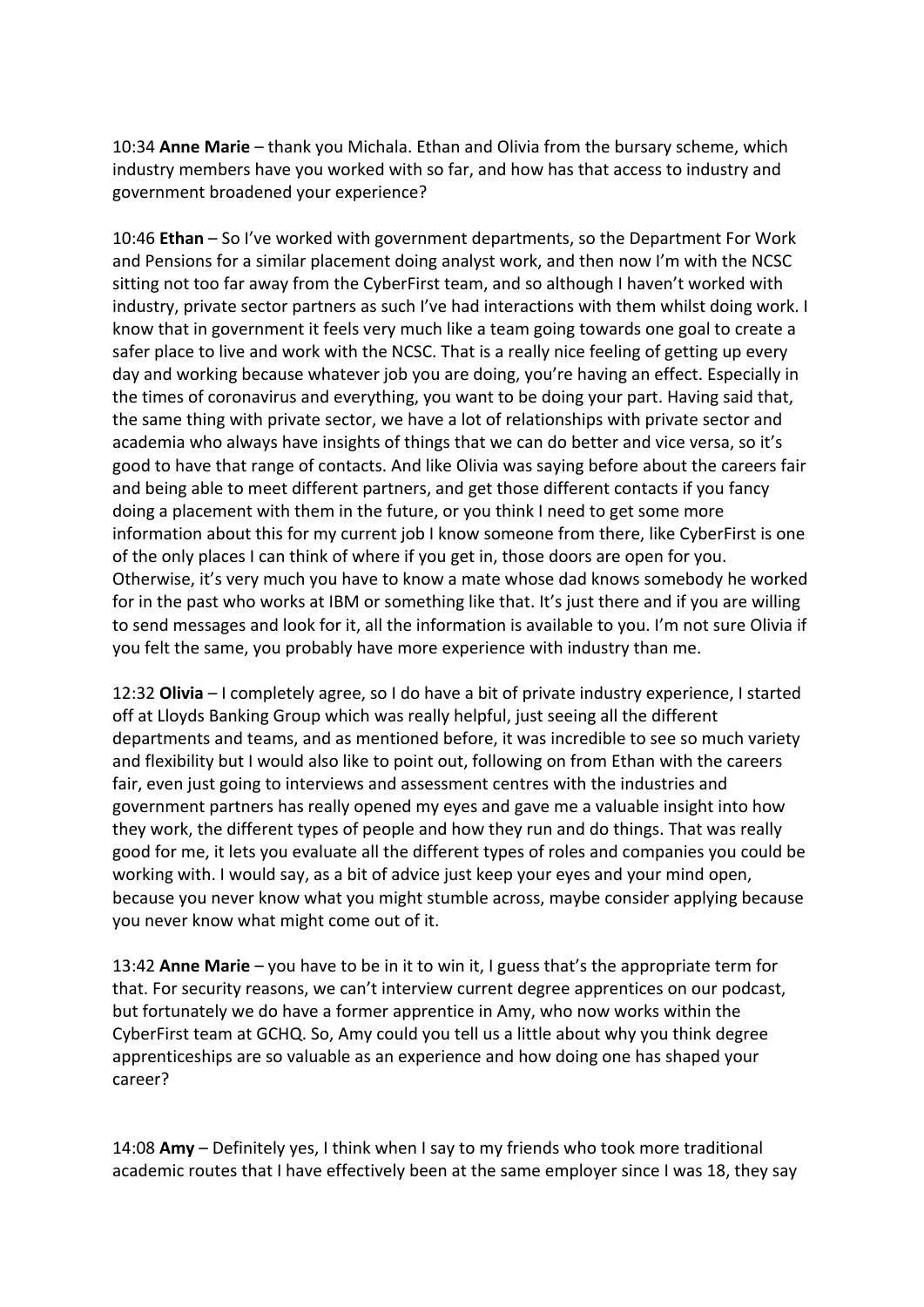10:34 **Anne Marie** – thank you Michala. Ethan and Olivia from the bursary scheme, which industry members have you worked with so far, and how has that access to industry and government broadened your experience?

10:46 **Ethan** – So I've worked with government departments, so the Department For Work and Pensions for a similar placement doing analyst work, and then now I'm with the NCSC sitting not too far away from the CyberFirst team, and so although I haven't worked with industry, private sector partners as such I've had interactions with them whilst doing work. I know that in government it feels very much like a team going towards one goal to create a safer place to live and work with the NCSC. That is a really nice feeling of getting up every day and working because whatever job you are doing, you're having an effect. Especially in the times of coronavirus and everything, you want to be doing your part. Having said that, the same thing with private sector, we have a lot of relationships with private sector and academia who always have insights of things that we can do better and vice versa, so it's good to have that range of contacts. And like Olivia was saying before about the careers fair and being able to meet different partners, and get those different contacts if you fancy doing a placement with them in the future, or you think I need to get some more information about this for my current job I know someone from there, like CyberFirst is one of the only places I can think of where if you get in, those doors are open for you. Otherwise, it's very much you have to know a mate whose dad knows somebody he worked for in the past who works at IBM or something like that. It's just there and if you are willing to send messages and look for it, all the information is available to you. I'm not sure Olivia if you felt the same, you probably have more experience with industry than me.

12:32 **Olivia** – I completely agree, so I do have a bit of private industry experience, I started off at Lloyds Banking Group which was really helpful, just seeing all the different departments and teams, and as mentioned before, it was incredible to see so much variety and flexibility but I would also like to point out, following on from Ethan with the careers fair, even just going to interviews and assessment centres with the industries and government partners has really opened my eyes and gave me a valuable insight into how they work, the different types of people and how they run and do things. That was really good for me, it lets you evaluate all the different types of roles and companies you could be working with. I would say, as a bit of advice just keep your eyes and your mind open, because you never know what you might stumble across, maybe consider applying because you never know what might come out of it.

13:42 **Anne Marie** – you have to be in it to win it, I guess that's the appropriate term for that. For security reasons, we can't interview current degree apprentices on our podcast, but fortunately we do have a former apprentice in Amy, who now works within the CyberFirst team at GCHQ. So, Amy could you tell us a little about why you think degree apprenticeships are so valuable as an experience and how doing one has shaped your career?

14:08 **Amy** – Definitely yes, I think when I say to my friends who took more traditional academic routes that I have effectively been at the same employer since I was 18, they say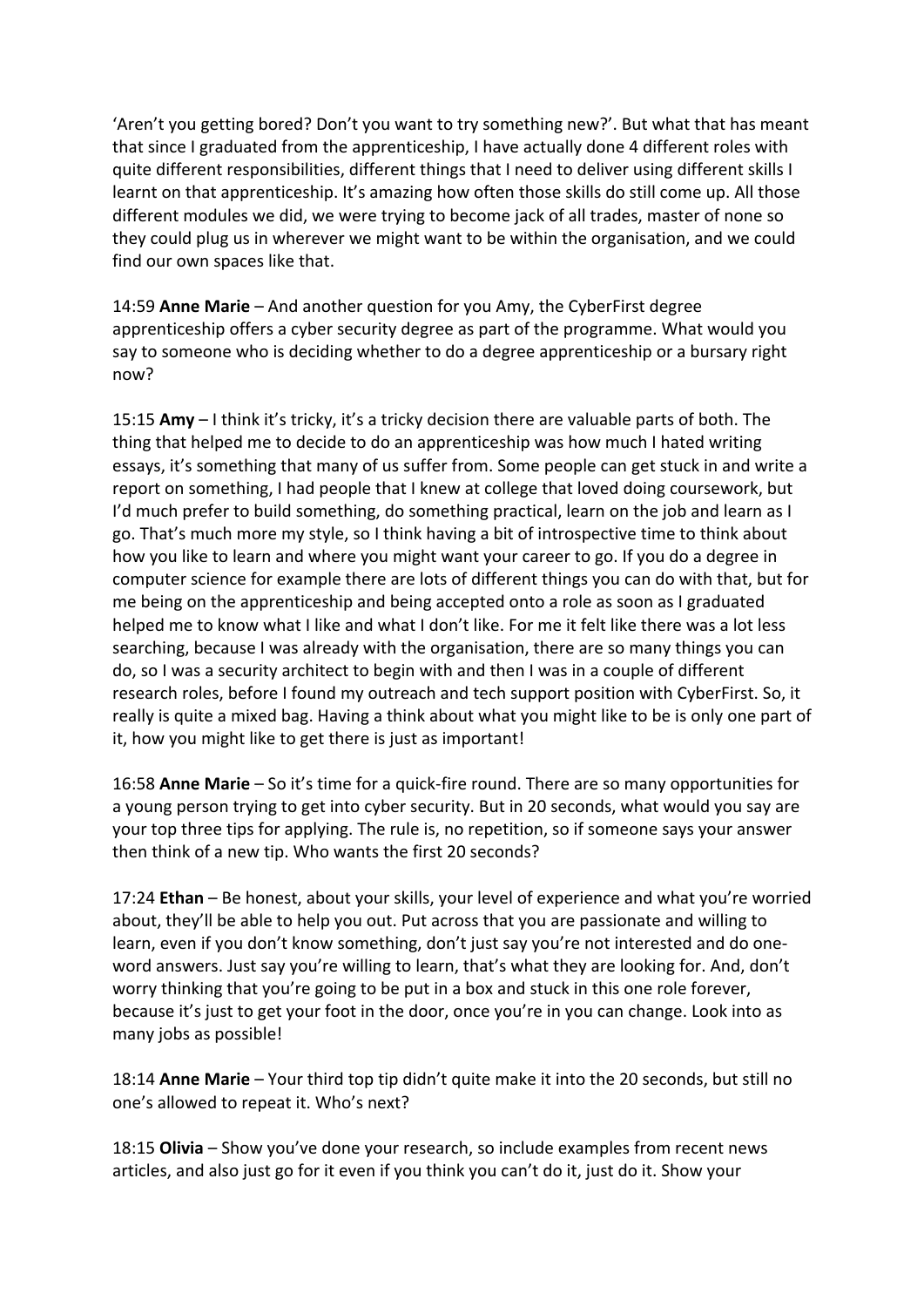'Aren't you getting bored? Don't you want to try something new?'. But what that has meant that since I graduated from the apprenticeship, I have actually done 4 different roles with quite different responsibilities, different things that I need to deliver using different skills I learnt on that apprenticeship. It's amazing how often those skills do still come up. All those different modules we did, we were trying to become jack of all trades, master of none so they could plug us in wherever we might want to be within the organisation, and we could find our own spaces like that.

14:59 **Anne Marie** – And another question for you Amy, the CyberFirst degree apprenticeship offers a cyber security degree as part of the programme. What would you say to someone who is deciding whether to do a degree apprenticeship or a bursary right now?

15:15 **Amy** – I think it's tricky, it's a tricky decision there are valuable parts of both. The thing that helped me to decide to do an apprenticeship was how much I hated writing essays, it's something that many of us suffer from. Some people can get stuck in and write a report on something, I had people that I knew at college that loved doing coursework, but I'd much prefer to build something, do something practical, learn on the job and learn as I go. That's much more my style, so I think having a bit of introspective time to think about how you like to learn and where you might want your career to go. If you do a degree in computer science for example there are lots of different things you can do with that, but for me being on the apprenticeship and being accepted onto a role as soon as I graduated helped me to know what I like and what I don't like. For me it felt like there was a lot less searching, because I was already with the organisation, there are so many things you can do, so I was a security architect to begin with and then I was in a couple of different research roles, before I found my outreach and tech support position with CyberFirst. So, it really is quite a mixed bag. Having a think about what you might like to be is only one part of it, how you might like to get there is just as important!

16:58 **Anne Marie** – So it's time for a quick-fire round. There are so many opportunities for a young person trying to get into cyber security. But in 20 seconds, what would you say are your top three tips for applying. The rule is, no repetition, so if someone says your answer then think of a new tip. Who wants the first 20 seconds?

17:24 **Ethan** – Be honest, about your skills, your level of experience and what you're worried about, they'll be able to help you out. Put across that you are passionate and willing to learn, even if you don't know something, don't just say you're not interested and do one-word answers. Just say you're willing to learn, that's what they are looking for. And, don't worry thinking that you're going to be put in a box and stuck in this one role forever, because it's just to get your foot in the door, once you're in you can change. Look into as many jobs as possible!

18:14 **Anne Marie** – Your third top tip didn't quite make it into the 20 seconds, but still no one's allowed to repeat it. Who's next?

18:15 **Olivia** – Show you've done your research, so include examples from recent news articles, and also just go for it even if you think you can't do it, just do it. Show your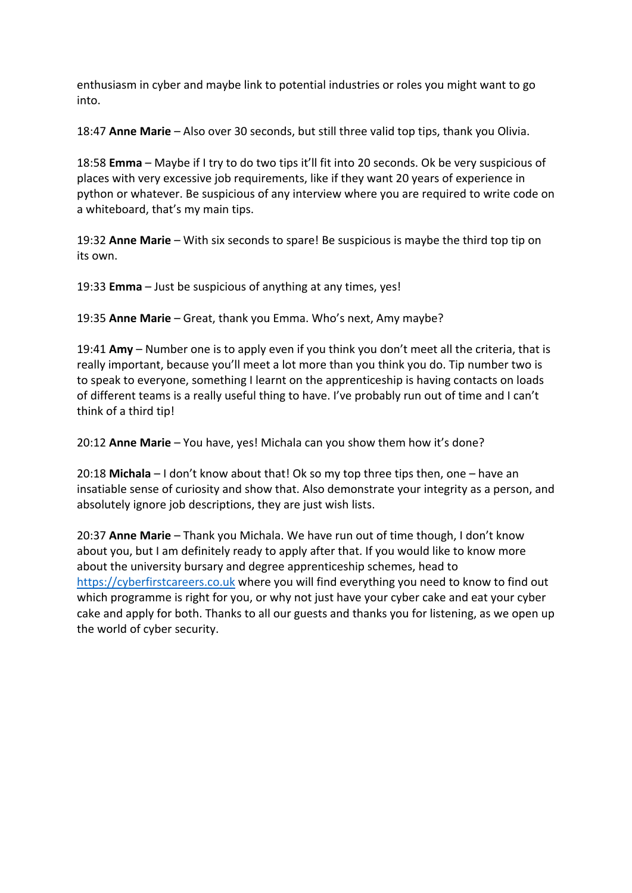enthusiasm in cyber and maybe link to potential industries or roles you might want to go into.

18:47 **Anne Marie** – Also over 30 seconds, but still three valid top tips, thank you Olivia.

18:58 **Emma** – Maybe if I try to do two tips it'll fit into 20 seconds. Ok be very suspicious of places with very excessive job requirements, like if they want 20 years of experience in python or whatever. Be suspicious of any interview where you are required to write code on a whiteboard, that's my main tips.

19:32 **Anne Marie** – With six seconds to spare! Be suspicious is maybe the third top tip on its own.

19:33 **Emma** – Just be suspicious of anything at any times, yes!

19:35 **Anne Marie** – Great, thank you Emma. Who's next, Amy maybe?

19:41 **Amy** – Number one is to apply even if you think you don't meet all the criteria, that is really important, because you'll meet a lot more than you think you do. Tip number two is to speak to everyone, something I learnt on the apprenticeship is having contacts on loads of different teams is a really useful thing to have. I've probably run out of time and I can't think of a third tip!

20:12 **Anne Marie** – You have, yes! Michala can you show them how it's done?

20:18 **Michala** – I don't know about that! Ok so my top three tips then, one – have an insatiable sense of curiosity and show that. Also demonstrate your integrity as a person, and absolutely ignore job descriptions, they are just wish lists.

20:37 **Anne Marie** – Thank you Michala. We have run out of time though, I don't know about you, but I am definitely ready to apply after that. If you would like to know more about the university bursary and degree apprenticeship schemes, head to [https://cyberfirstcareers.co.uk](https://cyberfirstcareers.co.uk) where you will find everything you need to know to find out which programme is right for you, or why not just have your cyber cake and eat your cyber cake and apply for both. Thanks to all our guests and thanks you for listening, as we open up the world of cyber security.